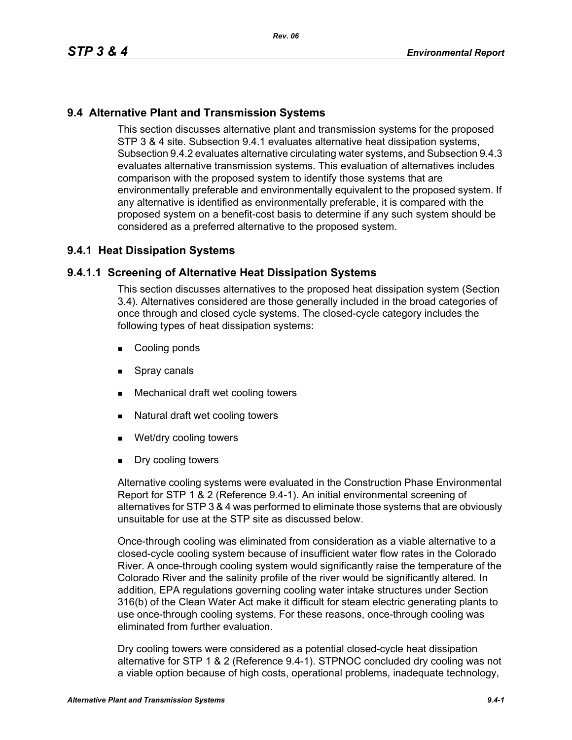## 9.4 Alternative Plant and Transmission Systems

This section discusses alternative plant and transmission systems for the proposed STP 3 & 4 site. Subsection 9.4.1 evaluates alternative heat dissipation systems, Subsection 9.4.2 evaluates alternative circulating water systems, and Subsection 9.4.3 evaluates alternative transmission systems. This evaluation of alternatives includes comparison with the proposed system to identify those systems that are environmentally preferable and environmentally equivalent to the proposed system. If any alternative is identified as environmentally preferable, it is compared with the proposed system on a benefit-cost basis to determine if any such system should be considered as a preferred alternative to the proposed system.

### 9.4.1 Heat Dissipation Systems

### 9.4.1.1 Screening of Alternative Heat Dissipation Systems

This section discusses alternatives to the proposed heat dissipation system (Section 3.4). Alternatives considered are those generally included in the broad categories of once through and closed cycle systems. The closed-cycle category includes the following types of heat dissipation systems:

- Cooling ponds
- Spray canals
- Mechanical draft wet cooling towers
- Natural draft wet cooling towers
- Wet/dry cooling towers
- Dry cooling towers

Alternative cooling systems were evaluated in the Construction Phase Environmental Report for STP 1 & 2 (Reference 9.4-1). An initial environmental screening of alternatives for STP 3 & 4 was performed to eliminate those systems that are obviously unsuitable for use at the STP site as discussed below.

Once-through cooling was eliminated from consideration as a viable alternative to a closed-cycle cooling system because of insufficient water flow rates in the Colorado River. A once-through cooling system would significantly raise the temperature of the Colorado River and the salinity profile of the river would be significantly altered. In addition, EPA regulations governing cooling water intake structures under Section 316(b) of the Clean Water Act make it difficult for steam electric generating plants to use once-through cooling systems. For these reasons, once-through cooling was eliminated from further evaluation.

Dry cooling towers were considered as a potential closed-cycle heat dissipation alternative for STP 1 & 2 (Reference 9.4-1). STPNOC concluded dry cooling was not a viable option because of high costs, operational problems, inadequate technology,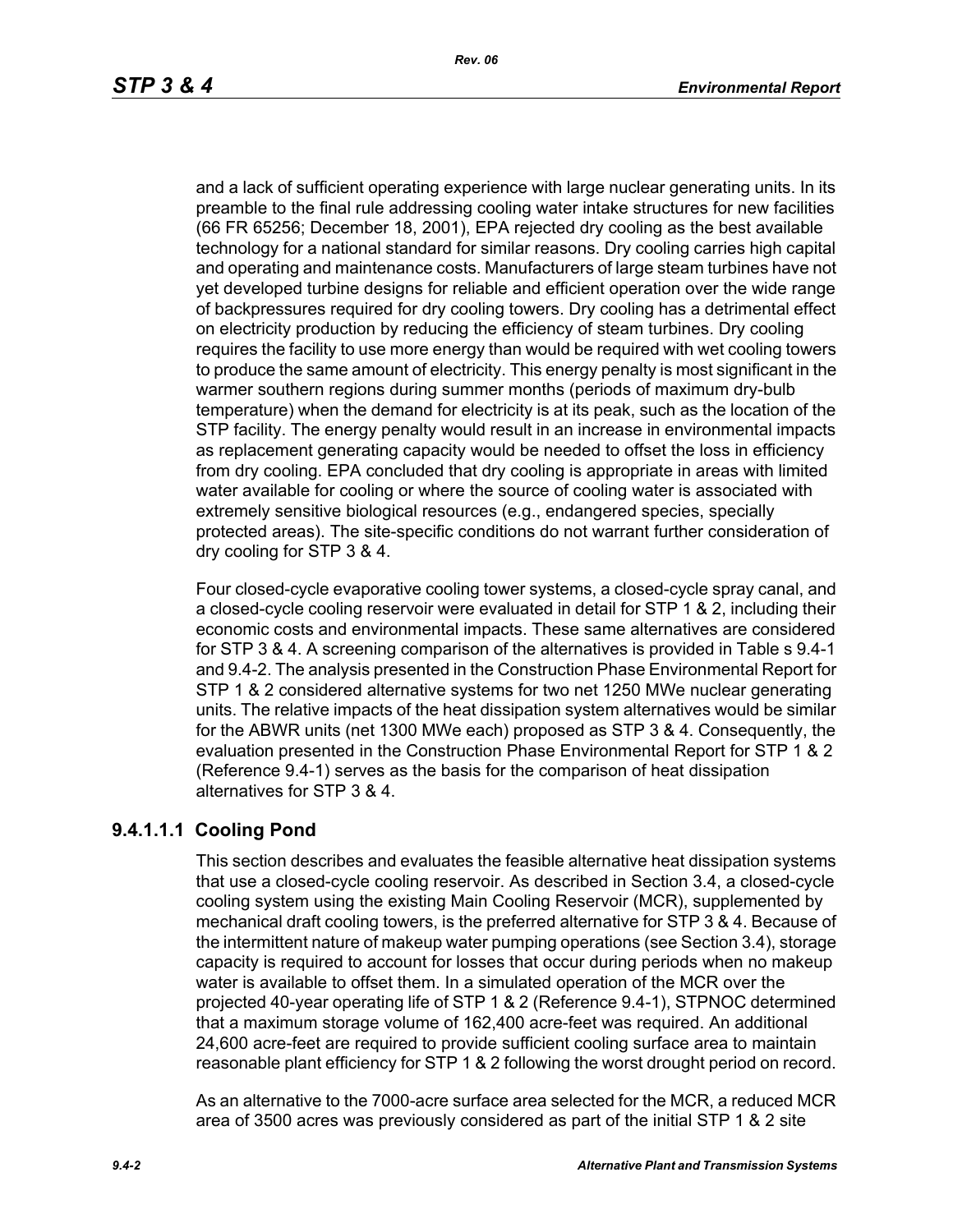and a lack of sufficient operating experience with large nuclear generating units. In its preamble to the final rule addressing cooling water intake structures for new facilities (66 FR 65256; December 18, 2001), EPA rejected dry cooling as the best available technology for a national standard for similar reasons. Dry cooling carries high capital and operating and maintenance costs. Manufacturers of large steam turbines have not yet developed turbine designs for reliable and efficient operation over the wide range of backpressures required for dry cooling towers. Dry cooling has a detrimental effect on electricity production by reducing the efficiency of steam turbines. Dry cooling requires the facility to use more energy than would be required with wet cooling towers to produce the same amount of electricity. This energy penalty is most significant in the warmer southern regions during summer months (periods of maximum dry-bulb temperature) when the demand for electricity is at its peak, such as the location of the STP facility. The energy penalty would result in an increase in environmental impacts as replacement generating capacity would be needed to offset the loss in efficiency from dry cooling. EPA concluded that dry cooling is appropriate in areas with limited water available for cooling or where the source of cooling water is associated with extremely sensitive biological resources (e.g., endangered species, specially protected areas). The site-specific conditions do not warrant further consideration of dry cooling for STP 3 & 4.

Four closed-cycle evaporative cooling tower systems, a closed-cycle spray canal, and a closed-cycle cooling reservoir were evaluated in detail for STP 1 & 2, including their economic costs and environmental impacts. These same alternatives are considered for STP 3 & 4. A screening comparison of the alternatives is provided in Table s 9.4-1 and 9.4-2. The analysis presented in the Construction Phase Environmental Report for STP 1 & 2 considered alternative systems for two net 1250 MWe nuclear generating units. The relative impacts of the heat dissipation system alternatives would be similar for the ABWR units (net 1300 MWe each) proposed as STP 3 & 4. Consequently, the evaluation presented in the Construction Phase Environmental Report for STP 1 & 2 (Reference 9.4-1) serves as the basis for the comparison of heat dissipation alternatives for STP 3 & 4.

#### 9.4.1.1.1 Cooling Pond

This section describes and evaluates the feasible alternative heat dissipation systems that use a closed-cycle cooling reservoir. As described in Section 3.4, a closed-cycle cooling system using the existing Main Cooling Reservoir (MCR), supplemented by mechanical draft cooling towers, is the preferred alternative for STP 3 & 4. Because of the intermittent nature of makeup water pumping operations (see Section 3.4), storage capacity is required to account for losses that occur during periods when no makeup water is available to offset them. In a simulated operation of the MCR over the projected 40-year operating life of STP 1 & 2 (Reference 9.4-1), STPNOC determined that a maximum storage volume of 162,400 acre-feet was required. An additional 24,600 acre-feet are required to provide sufficient cooling surface area to maintain reasonable plant efficiency for STP 1 & 2 following the worst drought period on record.

As an alternative to the 7000-acre surface area selected for the MCR, a reduced MCR area of 3500 acres was previously considered as part of the initial STP 1 & 2 site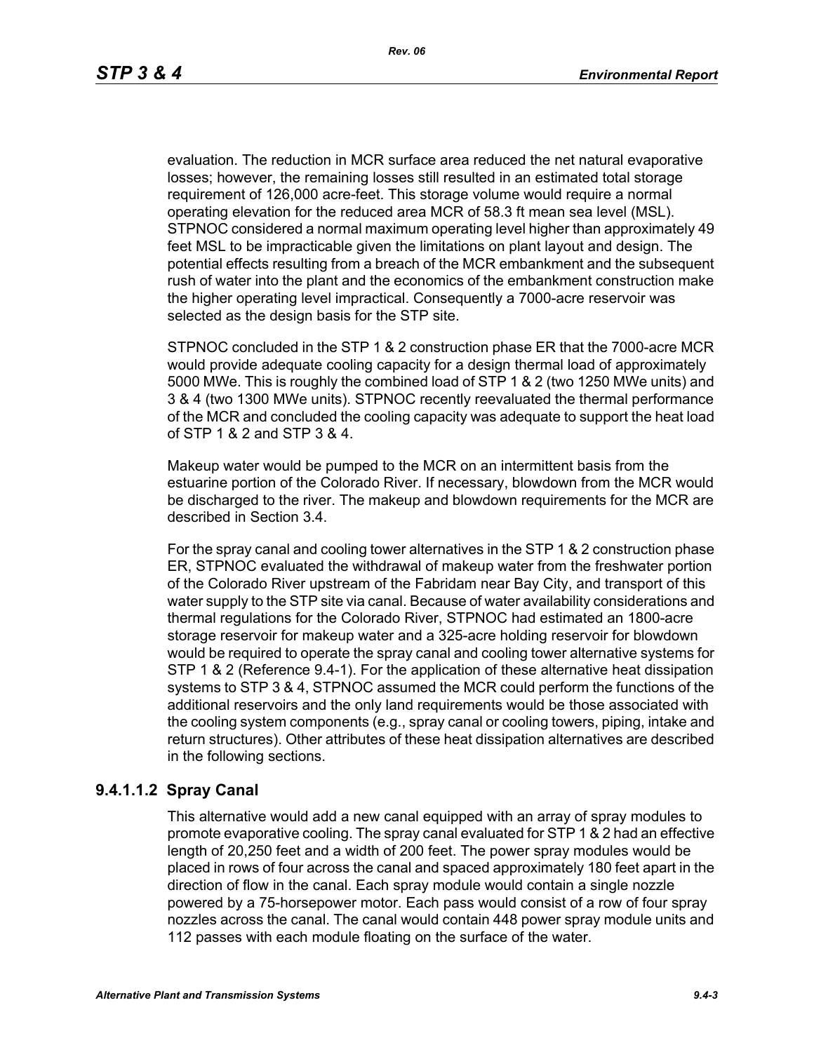evaluation. The reduction in MCR surface area reduced the net natural evaporative losses; however, the remaining losses still resulted in an estimated total storage requirement of 126,000 acre-feet. This storage volume would require a normal operating elevation for the reduced area MCR of 58.3 ft mean sea level (MSL). STPNOC considered a normal maximum operating level higher than approximately 49 feet MSL to be impracticable given the limitations on plant layout and design. The potential effects resulting from a breach of the MCR embankment and the subsequent rush of water into the plant and the economics of the embankment construction make the higher operating level impractical. Consequently a 7000-acre reservoir was selected as the design basis for the STP site.

STPNOC concluded in the STP 1 & 2 construction phase ER that the 7000-acre MCR would provide adequate cooling capacity for a design thermal load of approximately 5000 MWe. This is roughly the combined load of STP 1 & 2 (two 1250 MWe units) and 3 & 4 (two 1300 MWe units). STPNOC recently reevaluated the thermal performance of the MCR and concluded the cooling capacity was adequate to support the heat load of STP 1 & 2 and STP 3 & 4.

Makeup water would be pumped to the MCR on an intermittent basis from the estuarine portion of the Colorado River. If necessary, blowdown from the MCR would be discharged to the river. The makeup and blowdown requirements for the MCR are described in Section 3.4.

For the spray canal and cooling tower alternatives in the STP 1 & 2 construction phase ER, STPNOC evaluated the withdrawal of makeup water from the freshwater portion of the Colorado River upstream of the Fabridam near Bay City, and transport of this water supply to the STP site via canal. Because of water availability considerations and thermal regulations for the Colorado River, STPNOC had estimated an 1800-acre storage reservoir for makeup water and a 325-acre holding reservoir for blowdown would be required to operate the spray canal and cooling tower alternative systems for STP 1 & 2 (Reference 9.4-1). For the application of these alternative heat dissipation systems to STP 3 & 4, STPNOC assumed the MCR could perform the functions of the additional reservoirs and the only land requirements would be those associated with the cooling system components (e.g., spray canal or cooling towers, piping, intake and return structures). Other attributes of these heat dissipation alternatives are described in the following sections.

### 9.4.1.1.2 Spray Canal

This alternative would add a new canal equipped with an array of spray modules to promote evaporative cooling. The spray canal evaluated for STP 1 & 2 had an effective length of 20,250 feet and a width of 200 feet. The power spray modules would be placed in rows of four across the canal and spaced approximately 180 feet apart in the direction of flow in the canal. Each spray module would contain a single nozzle powered by a 75-horsepower motor. Each pass would consist of a row of four spray nozzles across the canal. The canal would contain 448 power spray module units and 112 passes with each module floating on the surface of the water.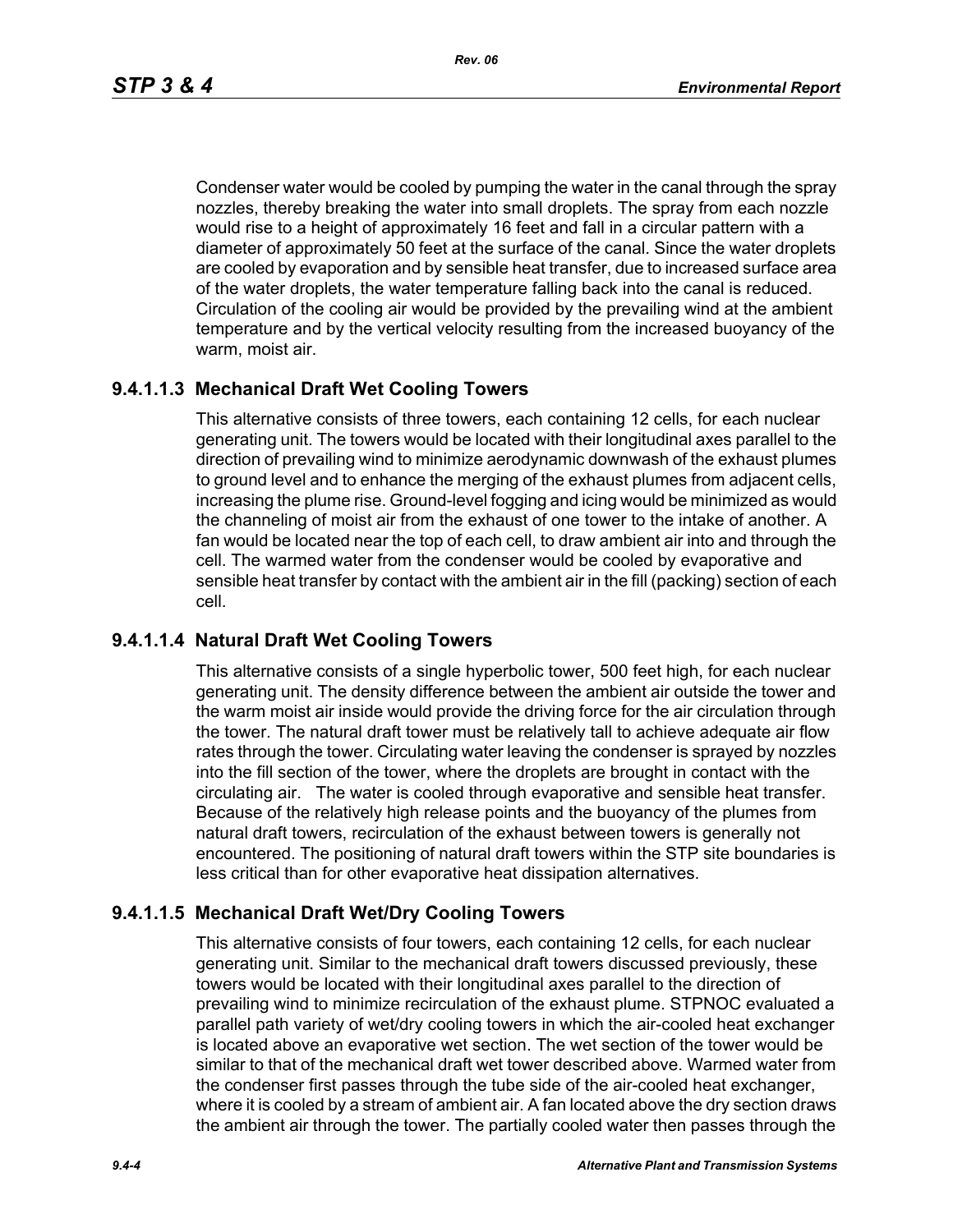Condenser water would be cooled by pumping the water in the canal through the spray nozzles, thereby breaking the water into small droplets. The spray from each nozzle would rise to a height of approximately 16 feet and fall in a circular pattern with a diameter of approximately 50 feet at the surface of the canal. Since the water droplets are cooled by evaporation and by sensible heat transfer, due to increased surface area of the water droplets, the water temperature falling back into the canal is reduced. Circulation of the cooling air would be provided by the prevailing wind at the ambient temperature and by the vertical velocity resulting from the increased buoyancy of the warm, moist air.

### 9.4.1.1.3 Mechanical Draft Wet Cooling Towers

This alternative consists of three towers, each containing 12 cells, for each nuclear generating unit. The towers would be located with their longitudinal axes parallel to the direction of prevailing wind to minimize aerodynamic downwash of the exhaust plumes to ground level and to enhance the merging of the exhaust plumes from adjacent cells, increasing the plume rise. Ground-level fogging and icing would be minimized as would the channeling of moist air from the exhaust of one tower to the intake of another. A fan would be located near the top of each cell, to draw ambient air into and through the cell. The warmed water from the condenser would be cooled by evaporative and sensible heat transfer by contact with the ambient air in the fill (packing) section of each cell.

### 9.4.1.1.4 Natural Draft Wet Cooling Towers

This alternative consists of a single hyperbolic tower, 500 feet high, for each nuclear generating unit. The density difference between the ambient air outside the tower and the warm moist air inside would provide the driving force for the air circulation through the tower. The natural draft tower must be relatively tall to achieve adequate air flow rates through the tower. Circulating water leaving the condenser is sprayed by nozzles into the fill section of the tower, where the droplets are brought in contact with the circulating air. The water is cooled through evaporative and sensible heat transfer. Because of the relatively high release points and the buoyancy of the plumes from natural draft towers, recirculation of the exhaust between towers is generally not encountered. The positioning of natural draft towers within the STP site boundaries is less critical than for other evaporative heat dissipation alternatives.

### 9.4.1.1.5 Mechanical Draft Wet/Dry Cooling Towers

This alternative consists of four towers, each containing 12 cells, for each nuclear generating unit. Similar to the mechanical draft towers discussed previously, these towers would be located with their longitudinal axes parallel to the direction of prevailing wind to minimize recirculation of the exhaust plume. STPNOC evaluated a parallel path variety of wet/dry cooling towers in which the air-cooled heat exchanger is located above an evaporative wet section. The wet section of the tower would be similar to that of the mechanical draft wet tower described above. Warmed water from the condenser first passes through the tube side of the air-cooled heat exchanger, where it is cooled by a stream of ambient air. A fan located above the dry section draws the ambient air through the tower. The partially cooled water then passes through the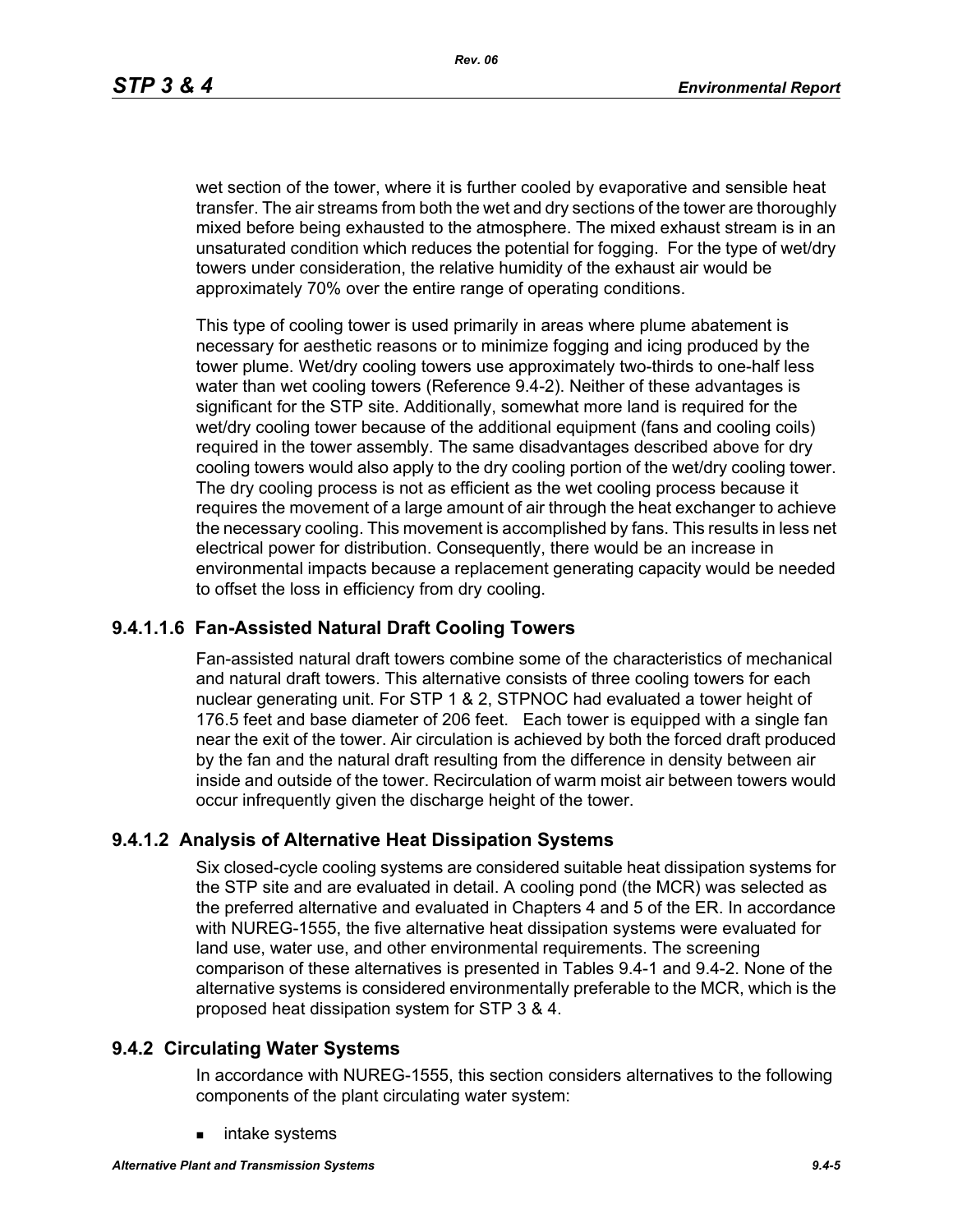wet section of the tower, where it is further cooled by evaporative and sensible heat transfer. The air streams from both the wet and dry sections of the tower are thoroughly mixed before being exhausted to the atmosphere. The mixed exhaust stream is in an unsaturated condition which reduces the potential for fogging. For the type of wet/dry towers under consideration, the relative humidity of the exhaust air would be approximately 70% over the entire range of operating conditions.

This type of cooling tower is used primarily in areas where plume abatement is necessary for aesthetic reasons or to minimize fogging and icing produced by the tower plume. Wet/dry cooling towers use approximately two-thirds to one-half less water than wet cooling towers (Reference 9.4-2). Neither of these advantages is significant for the STP site. Additionally, somewhat more land is required for the wet/dry cooling tower because of the additional equipment (fans and cooling coils) required in the tower assembly. The same disadvantages described above for dry cooling towers would also apply to the dry cooling portion of the wet/dry cooling tower. The dry cooling process is not as efficient as the wet cooling process because it requires the movement of a large amount of air through the heat exchanger to achieve the necessary cooling. This movement is accomplished by fans. This results in less net electrical power for distribution. Consequently, there would be an increase in environmental impacts because a replacement generating capacity would be needed to offset the loss in efficiency from dry cooling.

#### 9.4.1.1.6 Fan-Assisted Natural Draft Cooling Towers

Fan-assisted natural draft towers combine some of the characteristics of mechanical and natural draft towers. This alternative consists of three cooling towers for each nuclear generating unit. For STP 1 & 2, STPNOC had evaluated a tower height of 176.5 feet and base diameter of 206 feet. Each tower is equipped with a single fan near the exit of the tower. Air circulation is achieved by both the forced draft produced by the fan and the natural draft resulting from the difference in density between air inside and outside of the tower. Recirculation of warm moist air between towers would occur infrequently given the discharge height of the tower.

### 9.4.1.2 Analysis of Alternative Heat Dissipation Systems

Six closed-cycle cooling systems are considered suitable heat dissipation systems for the STP site and are evaluated in detail. A cooling pond (the MCR) was selected as the preferred alternative and evaluated in Chapters 4 and 5 of the ER. In accordance with NUREG-1555, the five alternative heat dissipation systems were evaluated for land use, water use, and other environmental requirements. The screening comparison of these alternatives is presented in Tables 9.4-1 and 9.4-2. None of the alternative systems is considered environmentally preferable to the MCR, which is the proposed heat dissipation system for STP 3 & 4.

## 9.4.2 Circulating Water Systems

In accordance with NUREG-1555, this section considers alternatives to the following components of the plant circulating water system:

- intake systems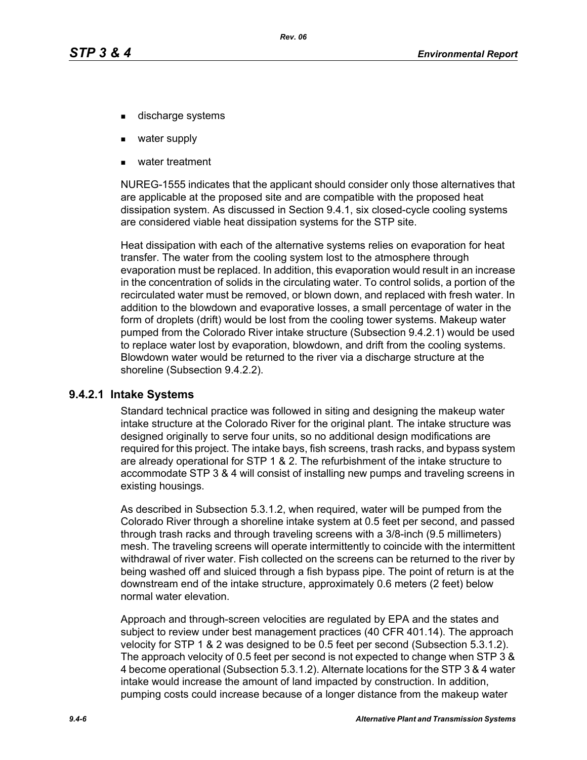- discharge systems
- water supply
- water treatment

NUREG-1555 indicates that the applicant should consider only those alternatives that are applicable at the proposed site and are compatible with the proposed heat dissipation system. As discussed in Section 9.4.1, six closed-cycle cooling systems are considered viable heat dissipation systems for the STP site.

Heat dissipation with each of the alternative systems relies on evaporation for heat transfer. The water from the cooling system lost to the atmosphere through evaporation must be replaced. In addition, this evaporation would result in an increase in the concentration of solids in the circulating water. To control solids, a portion of the recirculated water must be removed, or blown down, and replaced with fresh water. In addition to the blowdown and evaporative losses, a small percentage of water in the form of droplets (drift) would be lost from the cooling tower systems. Makeup water pumped from the Colorado River intake structure (Subsection 9.4.2.1) would be used to replace water lost by evaporation, blowdown, and drift from the cooling systems. Blowdown water would be returned to the river via a discharge structure at the shoreline (Subsection 9.4.2.2).

### 9.4.2.1 Intake Systems

Standard technical practice was followed in siting and designing the makeup water intake structure at the Colorado River for the original plant. The intake structure was designed originally to serve four units, so no additional design modifications are required for this project. The intake bays, fish screens, trash racks, and bypass system are already operational for STP 1 & 2. The refurbishment of the intake structure to accommodate STP 3 & 4 will consist of installing new pumps and traveling screens in existing housings.

As described in Subsection 5.3.1.2, when required, water will be pumped from the Colorado River through a shoreline intake system at 0.5 feet per second, and passed through trash racks and through traveling screens with a 3/8-inch (9.5 millimeters) mesh. The traveling screens will operate intermittently to coincide with the intermittent withdrawal of river water. Fish collected on the screens can be returned to the river by being washed off and sluiced through a fish bypass pipe. The point of return is at the downstream end of the intake structure, approximately 0.6 meters (2 feet) below normal water elevation.

Approach and through-screen velocities are regulated by EPA and the states and subject to review under best management practices (40 CFR 401.14). The approach velocity for STP 1 & 2 was designed to be 0.5 feet per second (Subsection 5.3.1.2). The approach velocity of 0.5 feet per second is not expected to change when STP 3 & 4 become operational (Subsection 5.3.1.2). Alternate locations for the STP 3 & 4 water intake would increase the amount of land impacted by construction. In addition, pumping costs could increase because of a longer distance from the makeup water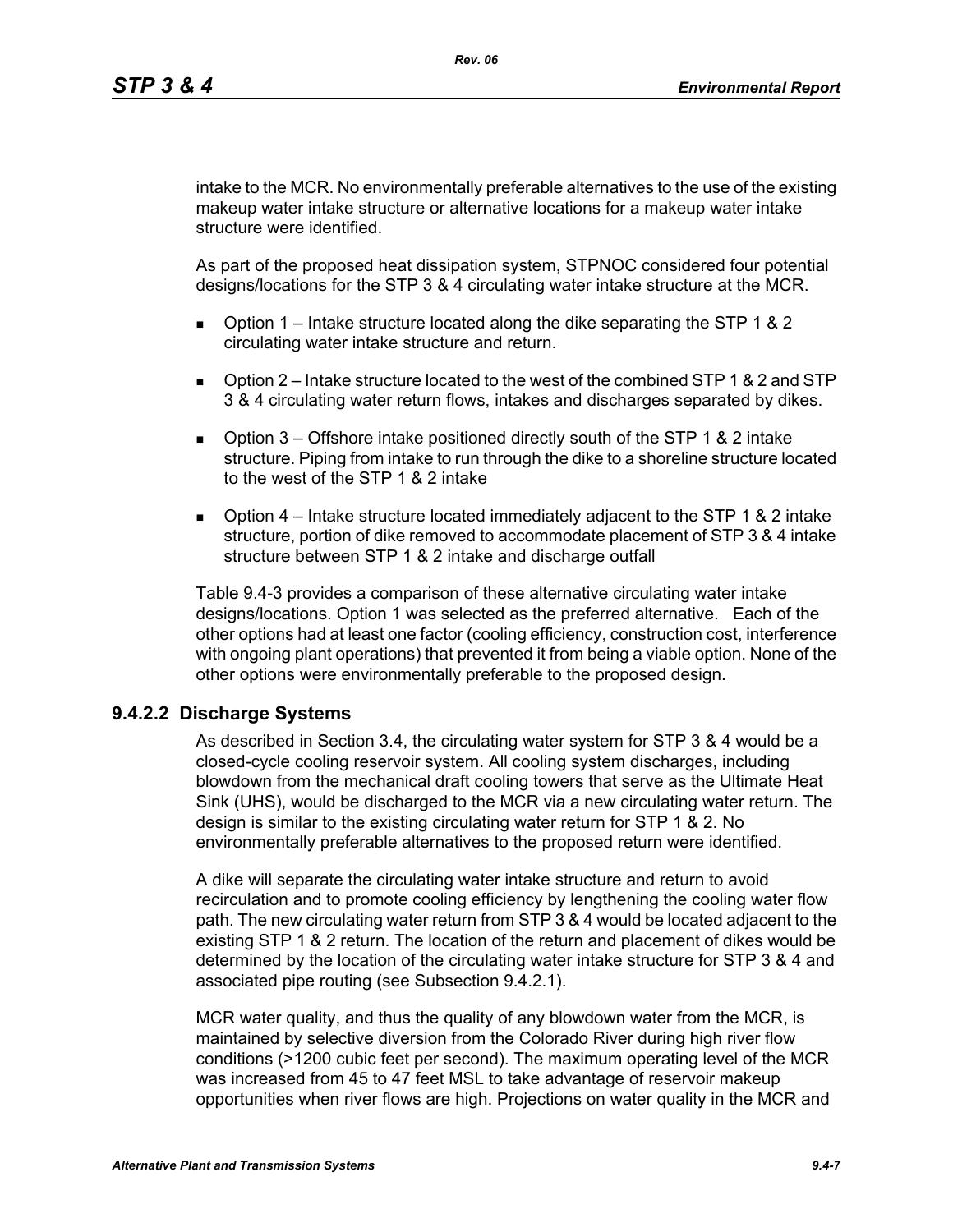intake to the MCR. No environmentally preferable alternatives to the use of the existing makeup water intake structure or alternative locations for a makeup water intake structure were identified.

As part of the proposed heat dissipation system, STPNOC considered four potential designs/locations for the STP 3 & 4 circulating water intake structure at the MCR.

- Option 1 – Intake structure located along the dike separating the STP 1 & 2 circulating water intake structure and return.
- Option 2 – Intake structure located to the west of the combined STP 1 & 2 and STP 3 & 4 circulating water return flows, intakes and discharges separated by dikes.
- Option 3 – Offshore intake positioned directly south of the STP 1 & 2 intake structure. Piping from intake to run through the dike to a shoreline structure located to the west of the STP 1 & 2 intake
- Option 4 – Intake structure located immediately adjacent to the STP 1 & 2 intake structure, portion of dike removed to accommodate placement of STP 3 & 4 intake structure between STP 1 & 2 intake and discharge outfall

Table 9.4-3 provides a comparison of these alternative circulating water intake designs/locations. Option 1 was selected as the preferred alternative. Each of the other options had at least one factor (cooling efficiency, construction cost, interference with ongoing plant operations) that prevented it from being a viable option. None of the other options were environmentally preferable to the proposed design.

### 9.4.2.2 Discharge Systems

As described in Section 3.4, the circulating water system for STP 3 & 4 would be a closed-cycle cooling reservoir system. All cooling system discharges, including blowdown from the mechanical draft cooling towers that serve as the Ultimate Heat Sink (UHS), would be discharged to the MCR via a new circulating water return. The design is similar to the existing circulating water return for STP 1 & 2. No environmentally preferable alternatives to the proposed return were identified.

A dike will separate the circulating water intake structure and return to avoid recirculation and to promote cooling efficiency by lengthening the cooling water flow path. The new circulating water return from STP 3 & 4 would be located adjacent to the existing STP 1 & 2 return. The location of the return and placement of dikes would be determined by the location of the circulating water intake structure for STP 3 & 4 and associated pipe routing (see Subsection 9.4.2.1).

MCR water quality, and thus the quality of any blowdown water from the MCR, is maintained by selective diversion from the Colorado River during high river flow conditions (>1200 cubic feet per second). The maximum operating level of the MCR was increased from 45 to 47 feet MSL to take advantage of reservoir makeup opportunities when river flows are high. Projections on water quality in the MCR and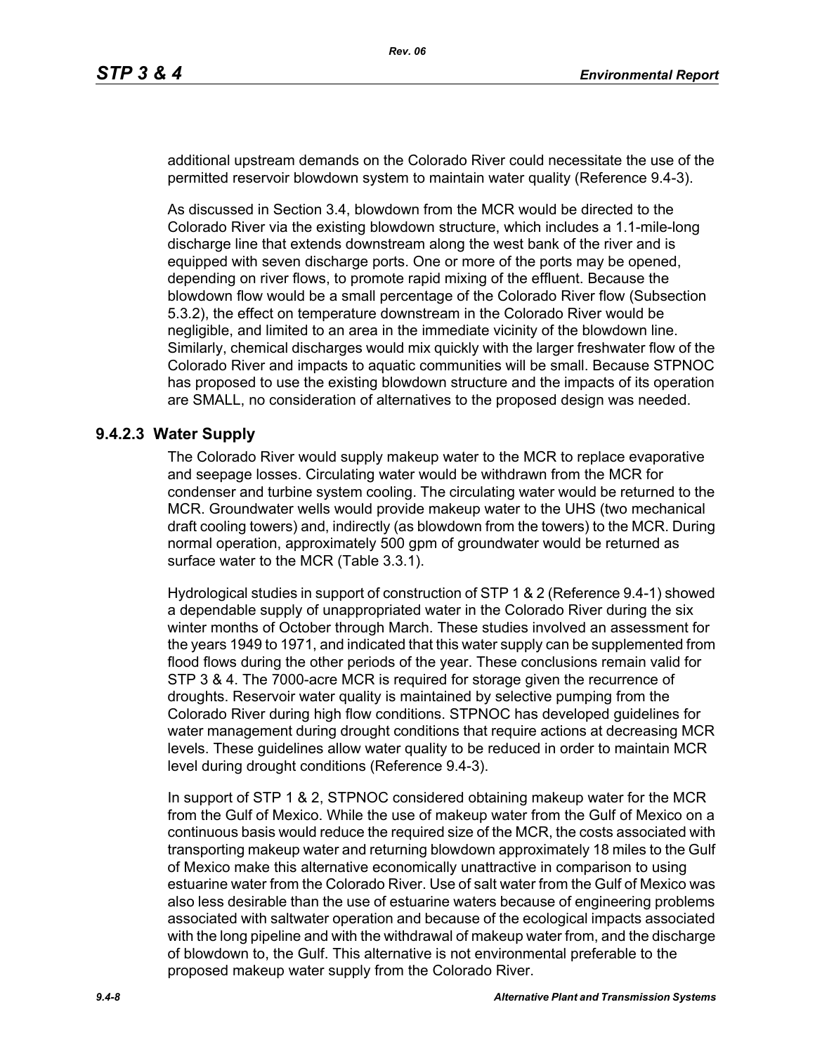additional upstream demands on the Colorado River could necessitate the use of the permitted reservoir blowdown system to maintain water quality (Reference 9.4-3).

As discussed in Section 3.4, blowdown from the MCR would be directed to the Colorado River via the existing blowdown structure, which includes a 1.1-mile-long discharge line that extends downstream along the west bank of the river and is equipped with seven discharge ports. One or more of the ports may be opened, depending on river flows, to promote rapid mixing of the effluent. Because the blowdown flow would be a small percentage of the Colorado River flow (Subsection 5.3.2), the effect on temperature downstream in the Colorado River would be negligible, and limited to an area in the immediate vicinity of the blowdown line. Similarly, chemical discharges would mix quickly with the larger freshwater flow of the Colorado River and impacts to aquatic communities will be small. Because STPNOC has proposed to use the existing blowdown structure and the impacts of its operation are SMALL, no consideration of alternatives to the proposed design was needed.

### 9.4.2.3 Water Supply

The Colorado River would supply makeup water to the MCR to replace evaporative and seepage losses. Circulating water would be withdrawn from the MCR for condenser and turbine system cooling. The circulating water would be returned to the MCR. Groundwater wells would provide makeup water to the UHS (two mechanical draft cooling towers) and, indirectly (as blowdown from the towers) to the MCR. During normal operation, approximately 500 gpm of groundwater would be returned as surface water to the MCR (Table 3.3.1).

Hydrological studies in support of construction of STP 1 & 2 (Reference 9.4-1) showed a dependable supply of unappropriated water in the Colorado River during the six winter months of October through March. These studies involved an assessment for the years 1949 to 1971, and indicated that this water supply can be supplemented from flood flows during the other periods of the year. These conclusions remain valid for STP 3 & 4. The 7000-acre MCR is required for storage given the recurrence of droughts. Reservoir water quality is maintained by selective pumping from the Colorado River during high flow conditions. STPNOC has developed guidelines for water management during drought conditions that require actions at decreasing MCR levels. These guidelines allow water quality to be reduced in order to maintain MCR level during drought conditions (Reference 9.4-3).

In support of STP 1 & 2, STPNOC considered obtaining makeup water for the MCR from the Gulf of Mexico. While the use of makeup water from the Gulf of Mexico on a continuous basis would reduce the required size of the MCR, the costs associated with transporting makeup water and returning blowdown approximately 18 miles to the Gulf of Mexico make this alternative economically unattractive in comparison to using estuarine water from the Colorado River. Use of salt water from the Gulf of Mexico was also less desirable than the use of estuarine waters because of engineering problems associated with saltwater operation and because of the ecological impacts associated with the long pipeline and with the withdrawal of makeup water from, and the discharge of blowdown to, the Gulf. This alternative is not environmental preferable to the proposed makeup water supply from the Colorado River.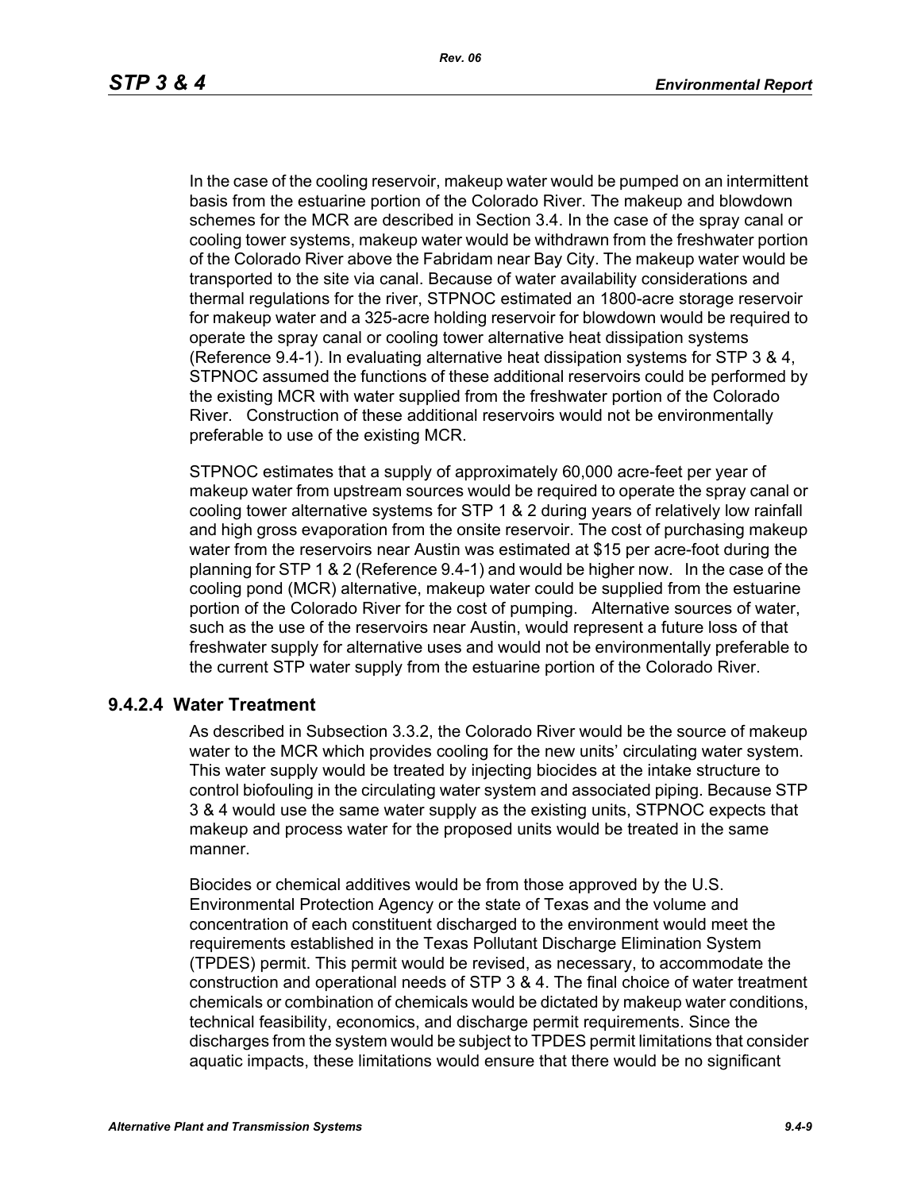In the case of the cooling reservoir, makeup water would be pumped on an intermittent basis from the estuarine portion of the Colorado River. The makeup and blowdown schemes for the MCR are described in Section 3.4. In the case of the spray canal or cooling tower systems, makeup water would be withdrawn from the freshwater portion of the Colorado River above the Fabridam near Bay City. The makeup water would be transported to the site via canal. Because of water availability considerations and thermal regulations for the river, STPNOC estimated an 1800-acre storage reservoir for makeup water and a 325-acre holding reservoir for blowdown would be required to operate the spray canal or cooling tower alternative heat dissipation systems (Reference 9.4-1). In evaluating alternative heat dissipation systems for STP 3 & 4, STPNOC assumed the functions of these additional reservoirs could be performed by the existing MCR with water supplied from the freshwater portion of the Colorado River. Construction of these additional reservoirs would not be environmentally preferable to use of the existing MCR.

STPNOC estimates that a supply of approximately 60,000 acre-feet per year of makeup water from upstream sources would be required to operate the spray canal or cooling tower alternative systems for STP 1 & 2 during years of relatively low rainfall and high gross evaporation from the onsite reservoir. The cost of purchasing makeup water from the reservoirs near Austin was estimated at $15 per acre-foot during the planning for STP 1 & 2 (Reference 9.4-1) and would be higher now. In the case of the cooling pond (MCR) alternative, makeup water could be supplied from the estuarine portion of the Colorado River for the cost of pumping. Alternative sources of water, such as the use of the reservoirs near Austin, would represent a future loss of that freshwater supply for alternative uses and would not be environmentally preferable to the current STP water supply from the estuarine portion of the Colorado River.

### 9.4.2.4 Water Treatment

As described in Subsection 3.3.2, the Colorado River would be the source of makeup water to the MCR which provides cooling for the new units' circulating water system. This water supply would be treated by injecting biocides at the intake structure to control biofouling in the circulating water system and associated piping. Because STP 3 & 4 would use the same water supply as the existing units, STPNOC expects that makeup and process water for the proposed units would be treated in the same manner.

Biocides or chemical additives would be from those approved by the U.S. Environmental Protection Agency or the state of Texas and the volume and concentration of each constituent discharged to the environment would meet the requirements established in the Texas Pollutant Discharge Elimination System (TPDES) permit. This permit would be revised, as necessary, to accommodate the construction and operational needs of STP 3 & 4. The final choice of water treatment chemicals or combination of chemicals would be dictated by makeup water conditions, technical feasibility, economics, and discharge permit requirements. Since the discharges from the system would be subject to TPDES permit limitations that consider aquatic impacts, these limitations would ensure that there would be no significant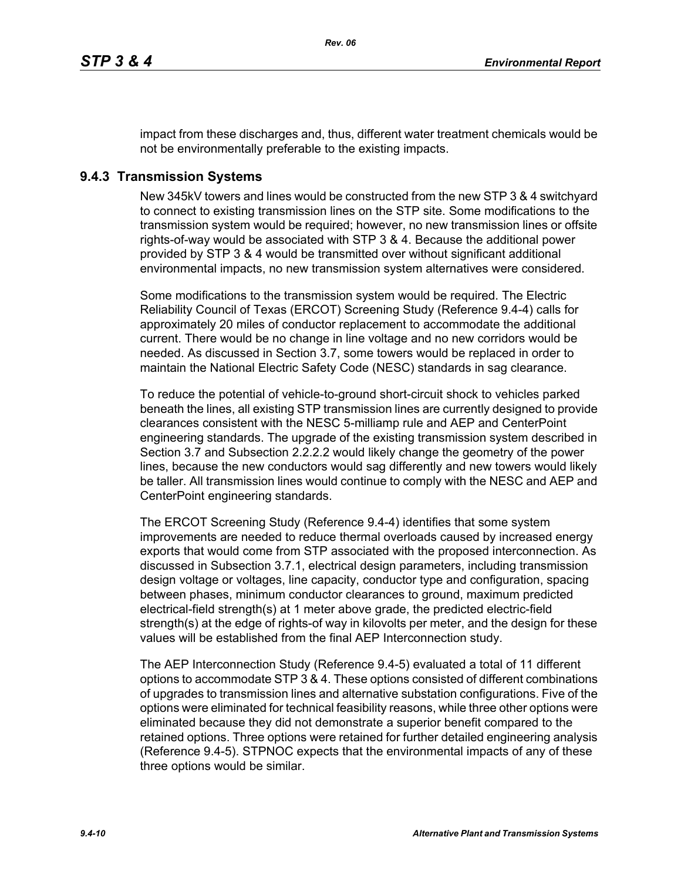impact from these discharges and, thus, different water treatment chemicals would be not be environmentally preferable to the existing impacts.

### 9.4.3 Transmission Systems

New 345kV towers and lines would be constructed from the new STP 3 & 4 switchyard to connect to existing transmission lines on the STP site. Some modifications to the transmission system would be required; however, no new transmission lines or offsite rights-of-way would be associated with STP 3 & 4. Because the additional power provided by STP 3 & 4 would be transmitted over without significant additional environmental impacts, no new transmission system alternatives were considered.

Some modifications to the transmission system would be required. The Electric Reliability Council of Texas (ERCOT) Screening Study (Reference 9.4-4) calls for approximately 20 miles of conductor replacement to accommodate the additional current. There would be no change in line voltage and no new corridors would be needed. As discussed in Section 3.7, some towers would be replaced in order to maintain the National Electric Safety Code (NESC) standards in sag clearance.

To reduce the potential of vehicle-to-ground short-circuit shock to vehicles parked beneath the lines, all existing STP transmission lines are currently designed to provide clearances consistent with the NESC 5-milliamp rule and AEP and CenterPoint engineering standards. The upgrade of the existing transmission system described in Section 3.7 and Subsection 2.2.2.2 would likely change the geometry of the power lines, because the new conductors would sag differently and new towers would likely be taller. All transmission lines would continue to comply with the NESC and AEP and CenterPoint engineering standards.

The ERCOT Screening Study (Reference 9.4-4) identifies that some system improvements are needed to reduce thermal overloads caused by increased energy exports that would come from STP associated with the proposed interconnection. As discussed in Subsection 3.7.1, electrical design parameters, including transmission design voltage or voltages, line capacity, conductor type and configuration, spacing between phases, minimum conductor clearances to ground, maximum predicted electrical-field strength(s) at 1 meter above grade, the predicted electric-field strength(s) at the edge of rights-of way in kilovolts per meter, and the design for these values will be established from the final AEP Interconnection study.

The AEP Interconnection Study (Reference 9.4-5) evaluated a total of 11 different options to accommodate STP 3 & 4. These options consisted of different combinations of upgrades to transmission lines and alternative substation configurations. Five of the options were eliminated for technical feasibility reasons, while three other options were eliminated because they did not demonstrate a superior benefit compared to the retained options. Three options were retained for further detailed engineering analysis (Reference 9.4-5). STPNOC expects that the environmental impacts of any of these three options would be similar.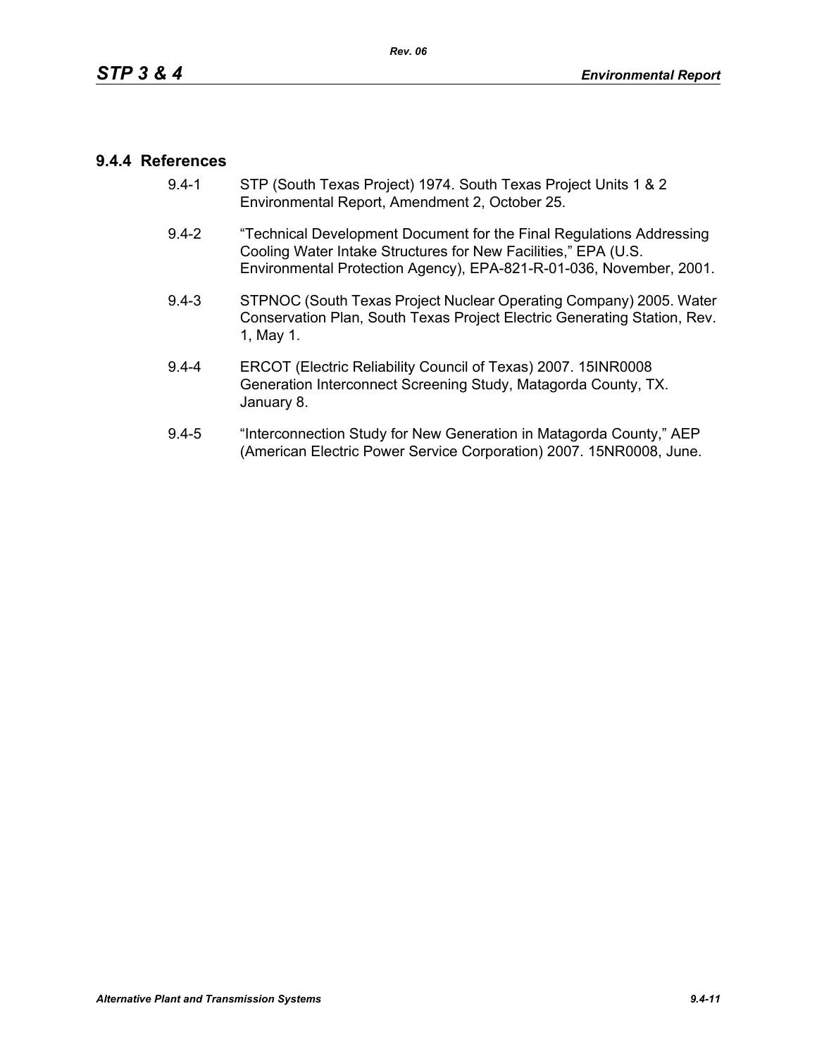### 9.4.4 References

9.4-1 STP (South Texas Project) 1974. South Texas Project Units 1 & 2 Environmental Report, Amendment 2, October 25.

9.4-2 "Technical Development Document for the Final Regulations Addressing Cooling Water Intake Structures for New Facilities," EPA (U.S. Environmental Protection Agency), EPA-821-R-01-036, November, 2001.

9.4-3 STPNOC (South Texas Project Nuclear Operating Company) 2005. Water Conservation Plan, South Texas Project Electric Generating Station, Rev. 1, May 1.

9.4-4 ERCOT (Electric Reliability Council of Texas) 2007. 15INR0008 Generation Interconnect Screening Study, Matagorda County, TX. January 8.

9.4-5 "Interconnection Study for New Generation in Matagorda County," AEP (American Electric Power Service Corporation) 2007. 15NR0008, June.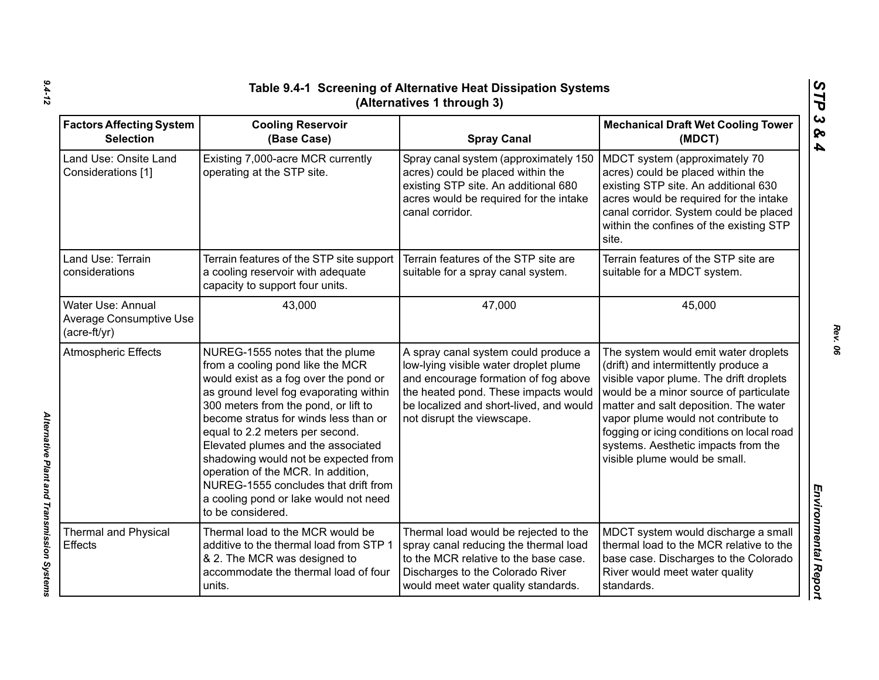# Table 9.4-1 Screening of Alternative Heat Dissipation Systems (Alternatives 1 through 3)

| Factors Affecting System Selection | Cooling Reservoir (Base Case) | Spray Canal | Mechanical Draft Wet Cooling Tower (MDCT) |
|---|---|---|---|
| Land Use: Onsite Land Considerations [1] | Existing 7,000-acre MCR currently operating at the STP site. | Spray canal system (approximately 150 acres) could be placed within the existing STP site. An additional 680 acres would be required for the intake canal corridor. | MDCT system (approximately 70 acres) could be placed within the existing STP site. An additional 630 acres would be required for the intake canal corridor. System could be placed within the confines of the existing STP site. |
| Land Use: Terrain considerations | Terrain features of the STP site support a cooling reservoir with adequate capacity to support four units. | Terrain features of the STP site are suitable for a spray canal system. | Terrain features of the STP site are suitable for a MDCT system. |
| Water Use: Annual Average Consumptive Use (acre-ft/yr) | 43,000 | 47,000 | 45,000 |
| Atmospheric Effects | NUREG-1555 notes that the plume from a cooling pond like the MCR would exist as a fog over the pond or as ground level fog evaporating within 300 meters from the pond, or lift to become stratus for winds less than or equal to 2.2 meters per second. Elevated plumes and the associated shadowing would not be expected from operation of the MCR. In addition, NUREG-1555 concludes that drift from a cooling pond or lake would not need to be considered. | A spray canal system could produce a low-lying visible water droplet plume and encourage formation of fog above the heated pond. These impacts would be localized and short-lived, and would not disrupt the viewscape. | The system would emit water droplets (drift) and intermittently produce a visible vapor plume. The drift droplets would be a minor source of particulate matter and salt deposition. The water vapor plume would not contribute to fogging or icing conditions on local road systems. Aesthetic impacts from the visible plume would be small. |
| Thermal and Physical Effects | Thermal load to the MCR would be additive to the thermal load from STP 1 & 2. The MCR was designed to accommodate the thermal load of four units. | Thermal load would be rejected to the spray canal reducing the thermal load to the MCR relative to the base case. Discharges to the Colorado River would meet water quality standards. | MDCT system would discharge a small thermal load to the MCR relative to the base case. Discharges to the Colorado River would meet water quality standards. |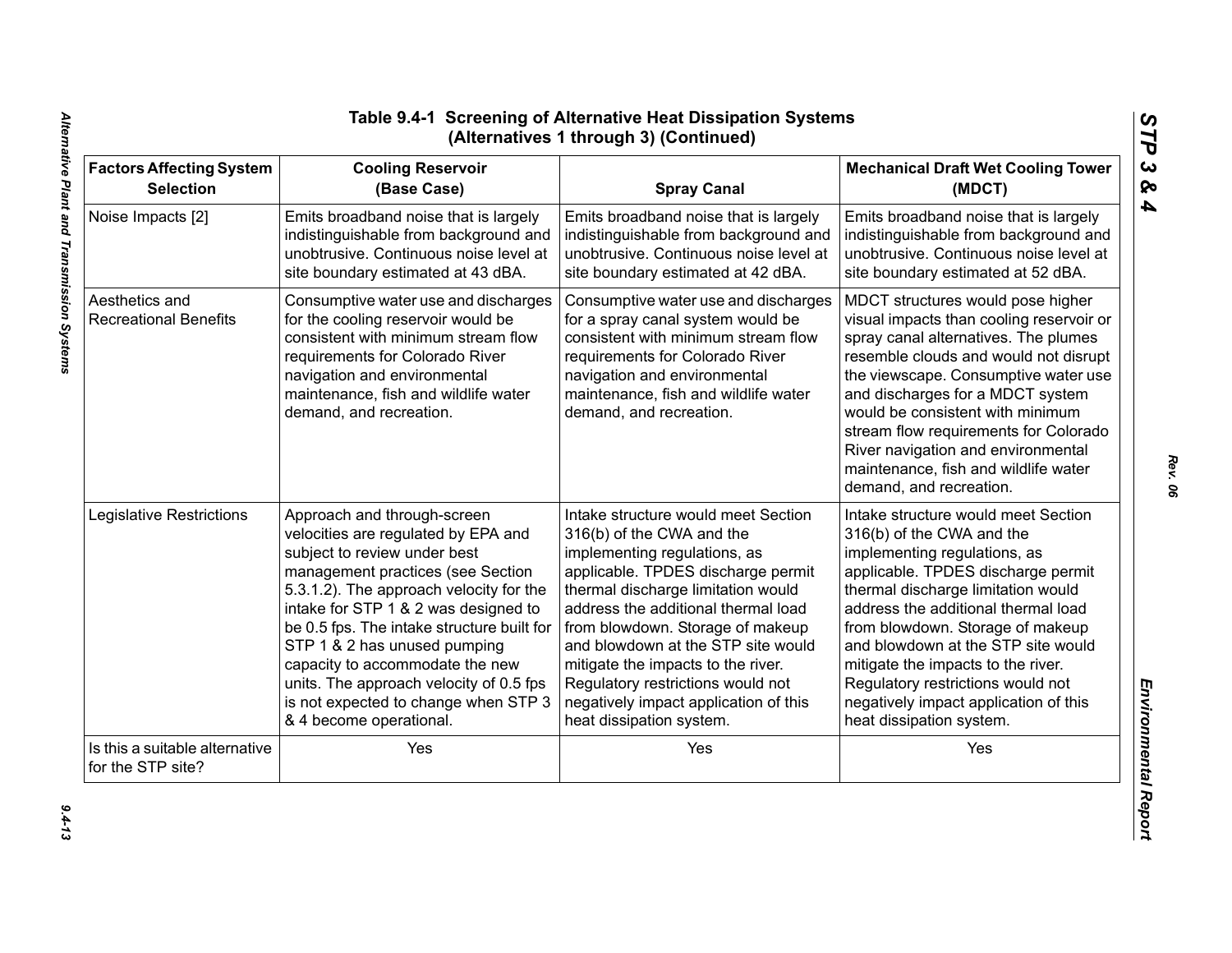## Table 9.4-1 Screening of Alternative Heat Dissipation Systems (Alternatives 1 through 3) (Continued)

| Factors Affecting System Selection | Cooling Reservoir (Base Case) | Spray Canal | Mechanical Draft Wet Cooling Tower (MDCT) |
|---|---|---|---|
| Noise Impacts [2] | Emits broadband noise that is largely indistinguishable from background and unobtrusive. Continuous noise level at site boundary estimated at 43 dBA. | Emits broadband noise that is largely indistinguishable from background and unobtrusive. Continuous noise level at site boundary estimated at 42 dBA. | Emits broadband noise that is largely indistinguishable from background and unobtrusive. Continuous noise level at site boundary estimated at 52 dBA. |
| Aesthetics and Recreational Benefits | Consumptive water use and discharges for the cooling reservoir would be consistent with minimum stream flow requirements for Colorado River navigation and environmental maintenance, fish and wildlife water demand, and recreation. | Consumptive water use and discharges for a spray canal system would be consistent with minimum stream flow requirements for Colorado River navigation and environmental maintenance, fish and wildlife water demand, and recreation. | MDCT structures would pose higher visual impacts than cooling reservoir or spray canal alternatives. The plumes resemble clouds and would not disrupt the viewscape. Consumptive water use and discharges for a MDCT system would be consistent with minimum stream flow requirements for Colorado River navigation and environmental maintenance, fish and wildlife water demand, and recreation. |
| Legislative Restrictions | Approach and through-screen velocities are regulated by EPA and subject to review under best management practices (see Section 5.3.1.2). The approach velocity for the intake for STP 1 & 2 was designed to be 0.5 fps. The intake structure built for STP 1 & 2 has unused pumping capacity to accommodate the new units. The approach velocity of 0.5 fps is not expected to change when STP 3 & 4 become operational. | Intake structure would meet Section 316(b) of the CWA and the implementing regulations, as applicable. TPDES discharge permit thermal discharge limitation would address the additional thermal load from blowdown. Storage of makeup and blowdown at the STP site would mitigate the impacts to the river. Regulatory restrictions would not negatively impact application of this heat dissipation system. | Intake structure would meet Section 316(b) of the CWA and the implementing regulations, as applicable. TPDES discharge permit thermal discharge limitation would address the additional thermal load from blowdown. Storage of makeup and blowdown at the STP site would mitigate the impacts to the river. Regulatory restrictions would not negatively impact application of this heat dissipation system. |
| Is this a suitable alternative for the STP site? | Yes | Yes | Yes |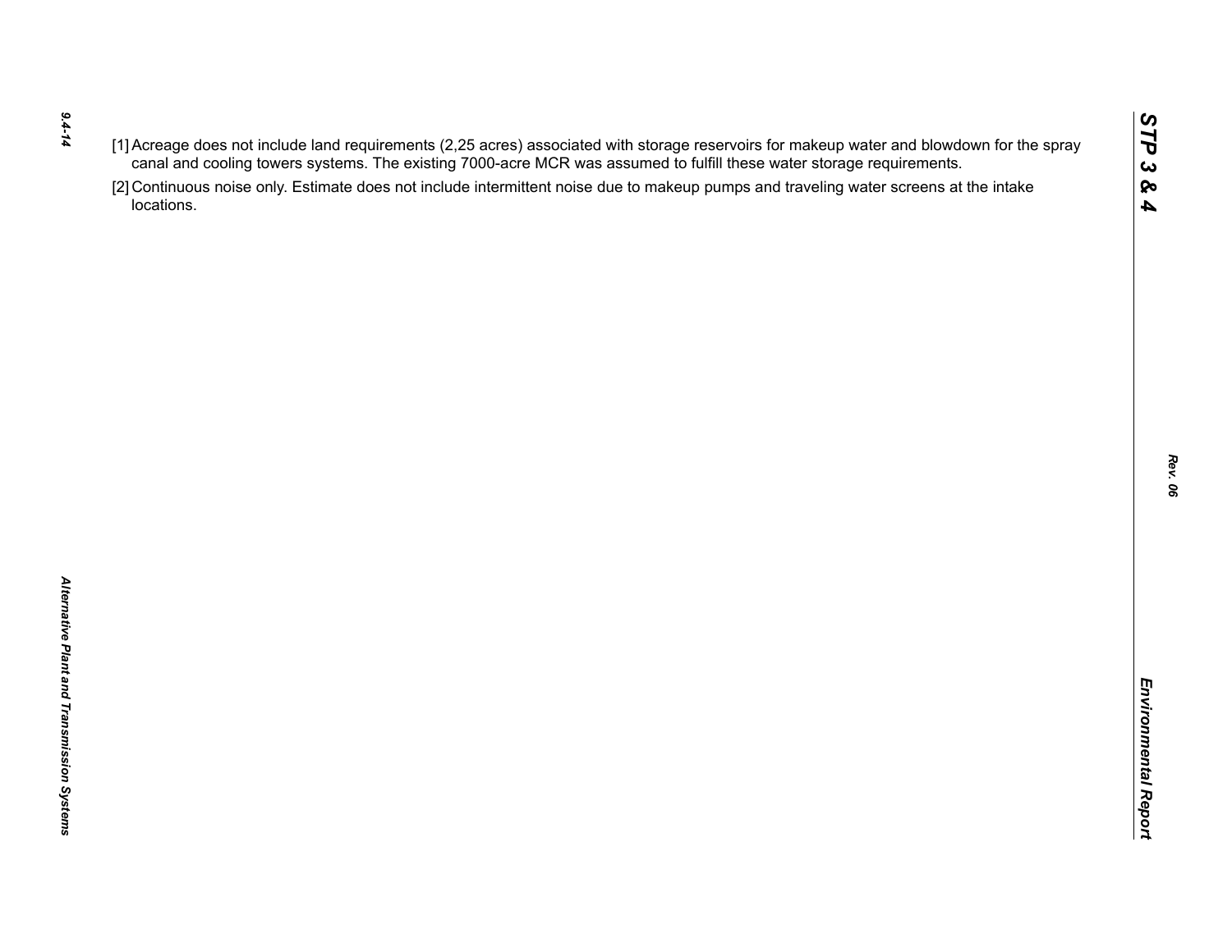[1] Acreage does not include land requirements (2,25 acres) associated with storage reservoirs for makeup water and blowdown for the spray canal and cooling towers systems. The existing 7000-acre MCR was assumed to fulfill these water storage requirements.

[2] Continuous noise only. Estimate does not include intermittent noise due to makeup pumps and traveling water screens at the intake locations.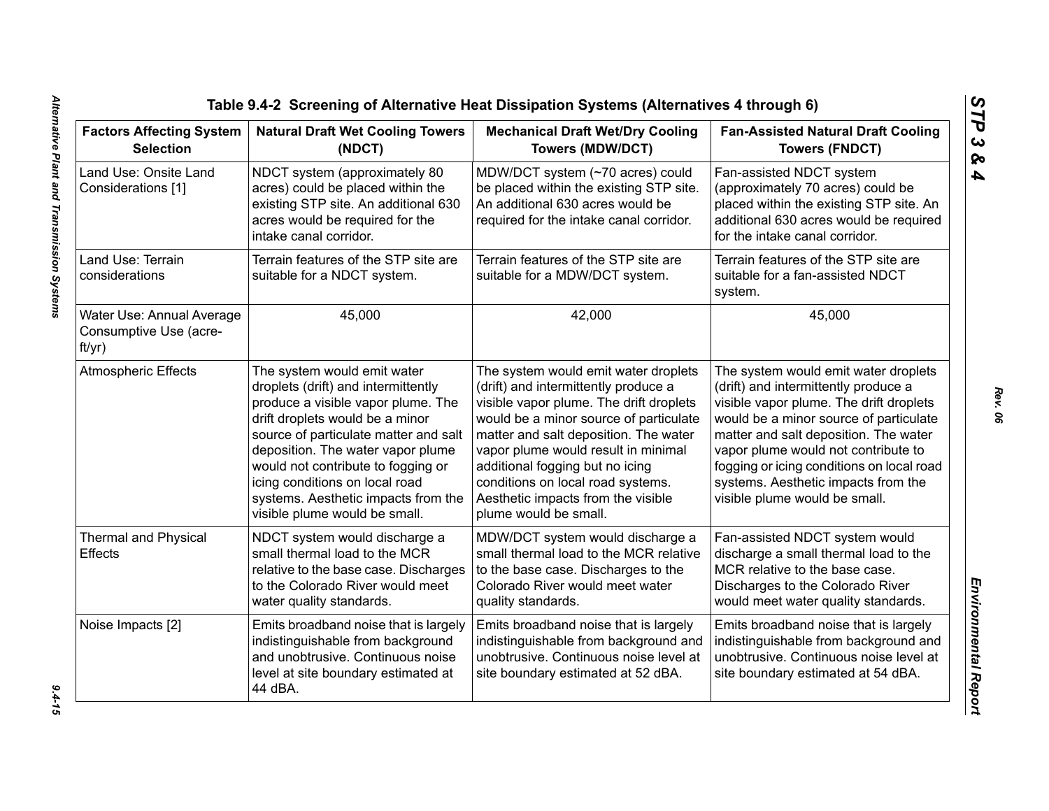**Table 9.4-2 Screening of Alternative Heat Dissipation Systems (Alternatives 4 through 6)**

| Factors Affecting System Selection | Natural Draft Wet Cooling Towers (NDCT) | Mechanical Draft Wet/Dry Cooling Towers (MDW/DCT) | Fan-Assisted Natural Draft Cooling Towers (FNDCT) |
|---|---|---|---|
| Land Use: Onsite Land Considerations [1] | NDCT system (approximately 80 acres) could be placed within the existing STP site. An additional 630 acres would be required for the intake canal corridor. | MDW/DCT system (~70 acres) could be placed within the existing STP site. An additional 630 acres would be required for the intake canal corridor. | Fan-assisted NDCT system (approximately 70 acres) could be placed within the existing STP site. An additional 630 acres would be required for the intake canal corridor. |
| Land Use: Terrain considerations | Terrain features of the STP site are suitable for a NDCT system. | Terrain features of the STP site are suitable for a MDW/DCT system. | Terrain features of the STP site are suitable for a fan-assisted NDCT system. |
| Water Use: Annual Average Consumptive Use (acre-ft/yr) | 45,000 | 42,000 | 45,000 |
| Atmospheric Effects | The system would emit water droplets (drift) and intermittently produce a visible vapor plume. The drift droplets would be a minor source of particulate matter and salt deposition. The water vapor plume would not contribute to fogging or icing conditions on local road systems. Aesthetic impacts from the visible plume would be small. | The system would emit water droplets (drift) and intermittently produce a visible vapor plume. The drift droplets would be a minor source of particulate matter and salt deposition. The water vapor plume would result in minimal additional fogging but no icing conditions on local road systems. Aesthetic impacts from the visible plume would be small. | The system would emit water droplets (drift) and intermittently produce a visible vapor plume. The drift droplets would be a minor source of particulate matter and salt deposition. The water vapor plume would not contribute to fogging or icing conditions on local road systems. Aesthetic impacts from the visible plume would be small. |
| Thermal and Physical Effects | NDCT system would discharge a small thermal load to the MCR relative to the base case. Discharges to the Colorado River would meet water quality standards. | MDW/DCT system would discharge a small thermal load to the MCR relative to the base case. Discharges to the Colorado River would meet water quality standards. | Fan-assisted NDCT system would discharge a small thermal load to the MCR relative to the base case. Discharges to the Colorado River would meet water quality standards. |
| Noise Impacts [2] | Emits broadband noise that is largely indistinguishable from background and unobtrusive. Continuous noise level at site boundary estimated at 44 dBA. | Emits broadband noise that is largely indistinguishable from background and unobtrusive. Continuous noise level at site boundary estimated at 52 dBA. | Emits broadband noise that is largely indistinguishable from background and unobtrusive. Continuous noise level at site boundary estimated at 54 dBA. |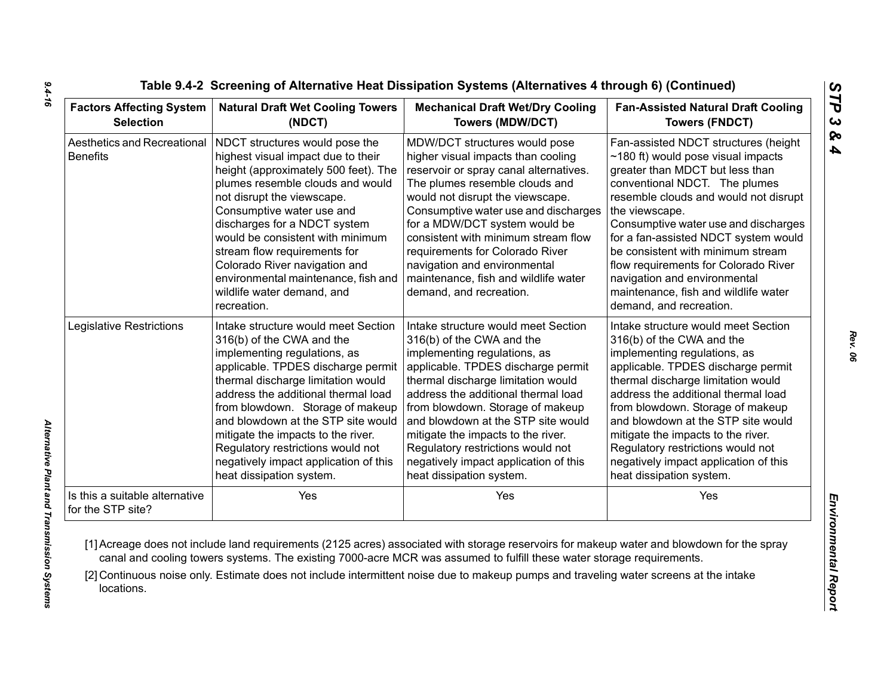**Table 9.4-2 Screening of Alternative Heat Dissipation Systems (Alternatives 4 through 6) (Continued)**

| Factors Affecting System Selection | Natural Draft Wet Cooling Towers (NDCT) | Mechanical Draft Wet/Dry Cooling Towers (MDW/DCT) | Fan-Assisted Natural Draft Cooling Towers (FNDCT) |
|---|---|---|---|
| Aesthetics and Recreational Benefits | NDCT structures would pose the highest visual impact due to their height (approximately 500 feet). The plumes resemble clouds and would not disrupt the viewscape. Consumptive water use and discharges for a NDCT system would be consistent with minimum stream flow requirements for Colorado River navigation and environmental maintenance, fish and wildlife water demand, and recreation. | MDW/DCT structures would pose higher visual impacts than cooling reservoir or spray canal alternatives. The plumes resemble clouds and would not disrupt the viewscape. Consumptive water use and discharges for a MDW/DCT system would be consistent with minimum stream flow requirements for Colorado River navigation and environmental maintenance, fish and wildlife water demand, and recreation. | Fan-assisted NDCT structures (height ~180 ft) would pose visual impacts greater than MDCT but less than conventional NDCT. The plumes resemble clouds and would not disrupt the viewscape. Consumptive water use and discharges for a fan-assisted NDCT system would be consistent with minimum stream flow requirements for Colorado River navigation and environmental maintenance, fish and wildlife water demand, and recreation. |
| Legislative Restrictions | Intake structure would meet Section 316(b) of the CWA and the implementing regulations, as applicable. TPDES discharge permit thermal discharge limitation would address the additional thermal load from blowdown. Storage of makeup and blowdown at the STP site would mitigate the impacts to the river. Regulatory restrictions would not negatively impact application of this heat dissipation system. | Intake structure would meet Section 316(b) of the CWA and the implementing regulations, as applicable. TPDES discharge permit thermal discharge limitation would address the additional thermal load from blowdown. Storage of makeup and blowdown at the STP site would mitigate the impacts to the river. Regulatory restrictions would not negatively impact application of this heat dissipation system. | Intake structure would meet Section 316(b) of the CWA and the implementing regulations, as applicable. TPDES discharge permit thermal discharge limitation would address the additional thermal load from blowdown. Storage of makeup and blowdown at the STP site would mitigate the impacts to the river. Regulatory restrictions would not negatively impact application of this heat dissipation system. |
| Is this a suitable alternative for the STP site? | Yes | Yes | Yes |

[1] Acreage does not include land requirements (2125 acres) associated with storage reservoirs for makeup water and blowdown for the spray canal and cooling towers systems. The existing 7000-acre MCR was assumed to fulfill these water storage requirements.

[2] Continuous noise only. Estimate does not include intermittent noise due to makeup pumps and traveling water screens at the intake locations.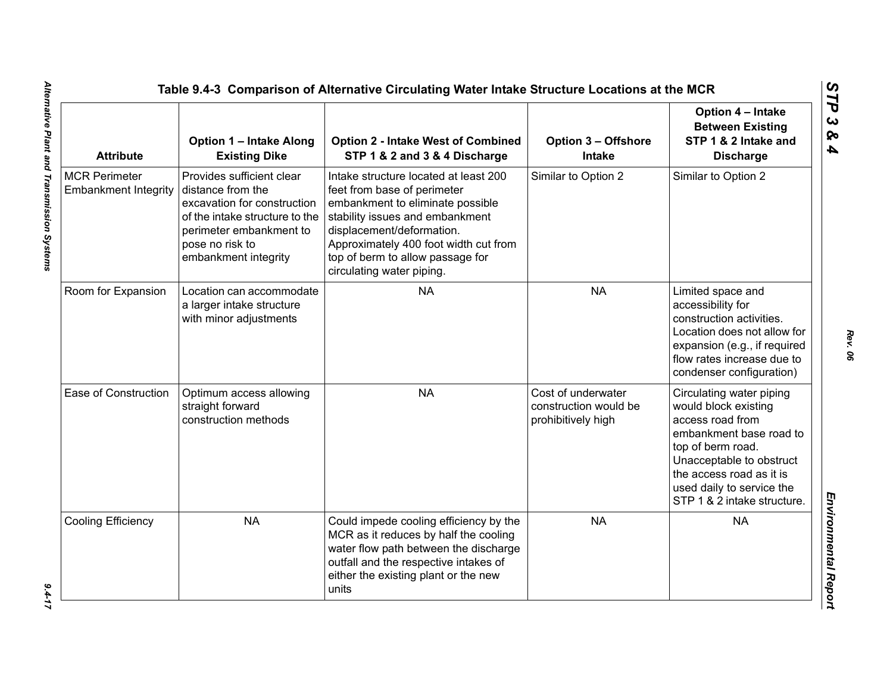### Table 9.4-3 Comparison of Alternative Circulating Water Intake Structure Locations at the MCR

| Attribute | Option 1 – Intake Along Existing Dike | Option 2 - Intake West of Combined STP 1 & 2 and 3 & 4 Discharge | Option 3 – Offshore Intake | Option 4 – Intake Between Existing STP 1 & 2 Intake and Discharge |
|---|---|---|---|---|
| MCR Perimeter Embankment Integrity | Provides sufficient clear distance from the excavation for construction of the intake structure to the perimeter embankment to pose no risk to embankment integrity | Intake structure located at least 200 feet from base of perimeter embankment to eliminate possible stability issues and embankment displacement/deformation. Approximately 400 foot width cut from top of berm to allow passage for circulating water piping. | Similar to Option 2 | Similar to Option 2 |
| Room for Expansion | Location can accommodate a larger intake structure with minor adjustments | NA | NA | Limited space and accessibility for construction activities. Location does not allow for expansion (e.g., if required flow rates increase due to condenser configuration) |
| Ease of Construction | Optimum access allowing straight forward construction methods | NA | Cost of underwater construction would be prohibitively high | Circulating water piping would block existing access road from embankment base road to top of berm road. Unacceptable to obstruct the access road as it is used daily to service the STP 1 & 2 intake structure. |
| Cooling Efficiency | NA | Could impede cooling efficiency by the MCR as it reduces by half the cooling water flow path between the discharge outfall and the respective intakes of either the existing plant or the new units | NA | NA |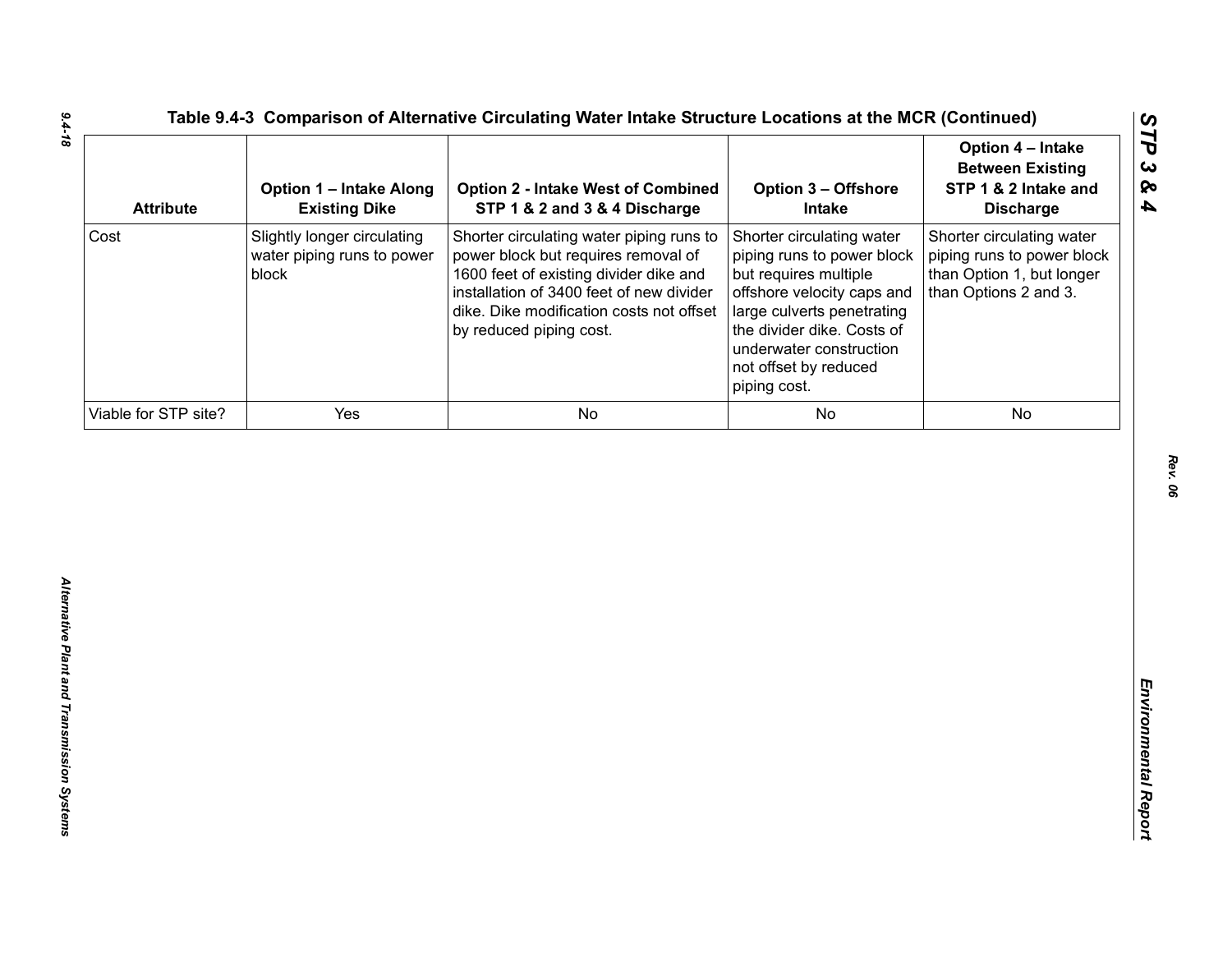## Table 9.4-3 Comparison of Alternative Circulating Water Intake Structure Locations at the MCR (Continued)

| Attribute | Option 1 – Intake Along Existing Dike | Option 2 - Intake West of Combined STP 1 & 2 and 3 & 4 Discharge | Option 3 – Offshore Intake | Option 4 – Intake Between Existing STP 1 & 2 Intake and Discharge |
|---|---|---|---|---|
| Cost | Slightly longer circulating water piping runs to power block | Shorter circulating water piping runs to power block but requires removal of 1600 feet of existing divider dike and installation of 3400 feet of new divider dike. Dike modification costs not offset by reduced piping cost. | Shorter circulating water piping runs to power block but requires multiple offshore velocity caps and large culverts penetrating the divider dike. Costs of underwater construction not offset by reduced piping cost. | Shorter circulating water piping runs to power block than Option 1, but longer than Options 2 and 3. |
| Viable for STP site? | Yes | No | No | No |